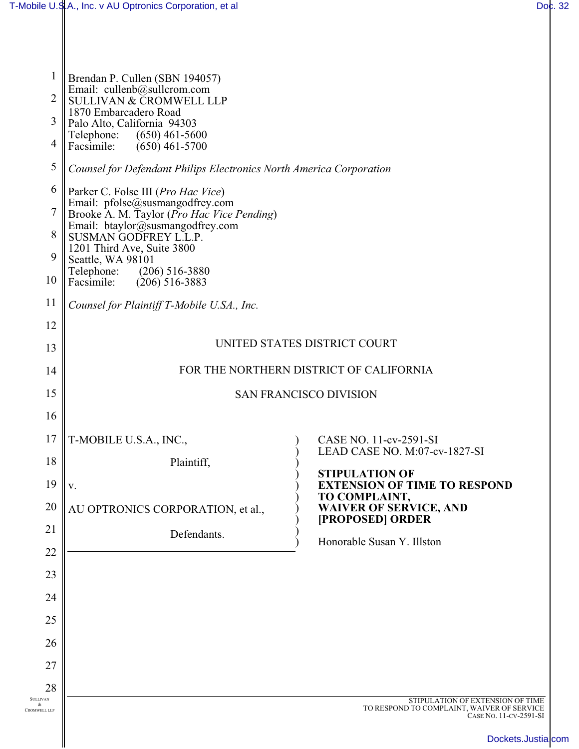Brendan P. Cullen (SBN 194057)
Email: cullenb@sullcrom.com
SULLIVAN & CROMWELL LLP
1870 Embarcadero Road
Palo Alto, California 94303
Telephone: (650) 461-5600
Facsimile: (650) 461-5700

*Counsel for Defendant Philips Electronics North America Corporation*

Parker C. Folse III (*Pro Hac Vice*)
Email: pfolse@susmangodfrey.com
Brooke A. M. Taylor (*Pro Hac Vice Pending*)
Email: btaylor@susmangodfrey.com
SUSMAN GODFREY L.L.P.
1201 Third Ave, Suite 3800
Seattle, WA 98101
Telephone: (206) 516-3880
Facsimile: (206) 516-3883

*Counsel for Plaintiff T-Mobile U.SA., Inc.*

UNITED STATES DISTRICT COURT

FOR THE NORTHERN DISTRICT OF CALIFORNIA

SAN FRANCISCO DIVISION

T-MOBILE U.S.A., INC.,

Plaintiff,

v.

AU OPTRONICS CORPORATION, et al.,

Defendants.

CASE NO. 11-cv-2591-SI
LEAD CASE NO. M:07-cv-1827-SI

**STIPULATION OF EXTENSION OF TIME TO RESPOND TO COMPLAINT, WAIVER OF SERVICE, AND [PROPOSED] ORDER**

Honorable Susan Y. Illston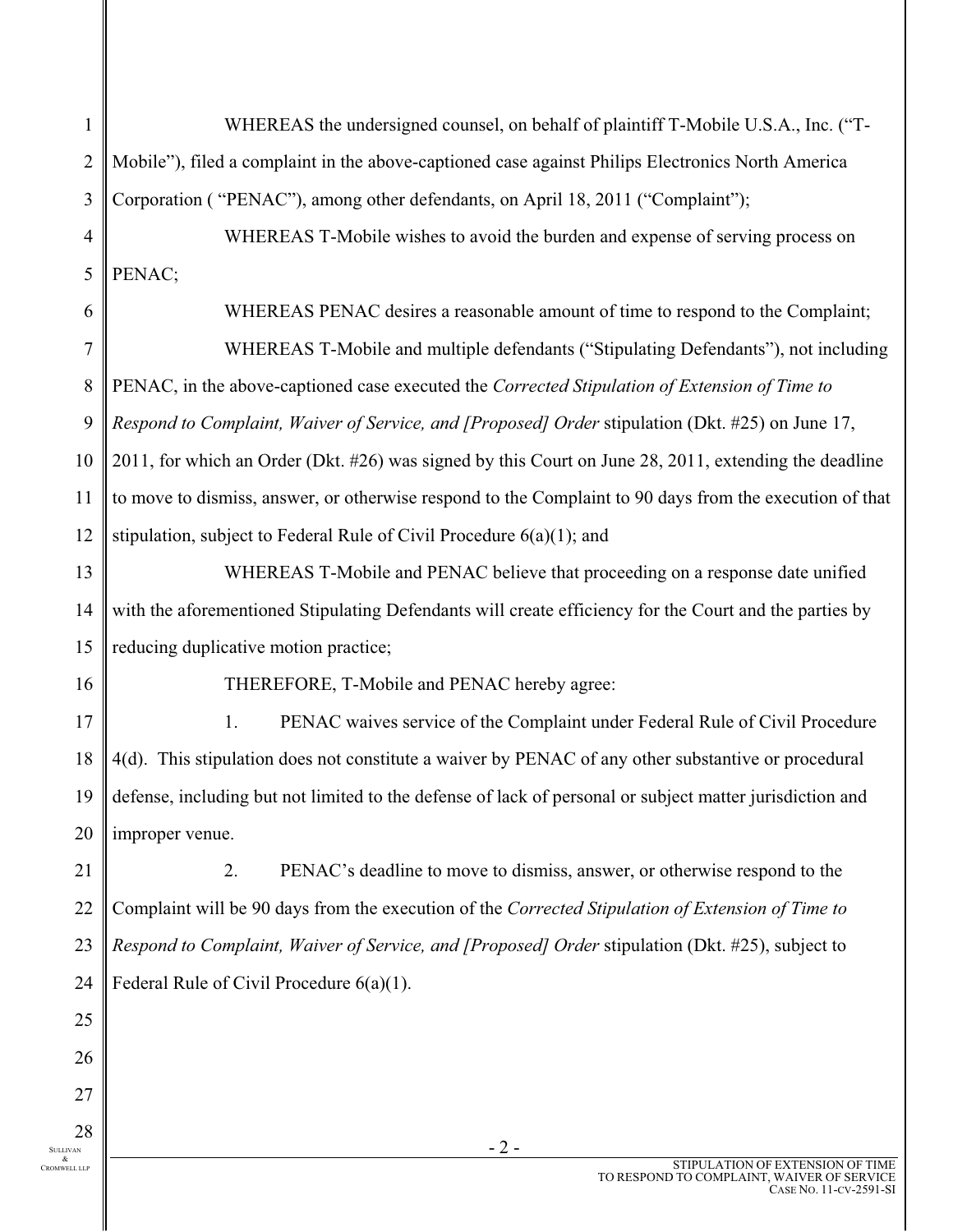WHEREAS the undersigned counsel, on behalf of plaintiff T-Mobile U.S.A., Inc. ("T-Mobile"), filed a complaint in the above-captioned case against Philips Electronics North America Corporation ( "PENAC"), among other defendants, on April 18, 2011 ("Complaint");

WHEREAS T-Mobile wishes to avoid the burden and expense of serving process on PENAC;

WHEREAS PENAC desires a reasonable amount of time to respond to the Complaint;

WHEREAS T-Mobile and multiple defendants ("Stipulating Defendants"), not including PENAC, in the above-captioned case executed the *Corrected Stipulation of Extension of Time to Respond to Complaint, Waiver of Service, and [Proposed] Order* stipulation (Dkt. #25) on June 17, 2011, for which an Order (Dkt. #26) was signed by this Court on June 28, 2011, extending the deadline to move to dismiss, answer, or otherwise respond to the Complaint to 90 days from the execution of that stipulation, subject to Federal Rule of Civil Procedure 6(a)(1); and

WHEREAS T-Mobile and PENAC believe that proceeding on a response date unified with the aforementioned Stipulating Defendants will create efficiency for the Court and the parties by reducing duplicative motion practice;

THEREFORE, T-Mobile and PENAC hereby agree:

1. PENAC waives service of the Complaint under Federal Rule of Civil Procedure 4(d). This stipulation does not constitute a waiver by PENAC of any other substantive or procedural defense, including but not limited to the defense of lack of personal or subject matter jurisdiction and improper venue.

2. PENAC's deadline to move to dismiss, answer, or otherwise respond to the Complaint will be 90 days from the execution of the *Corrected Stipulation of Extension of Time to Respond to Complaint, Waiver of Service, and [Proposed] Order* stipulation (Dkt. #25), subject to Federal Rule of Civil Procedure 6(a)(1).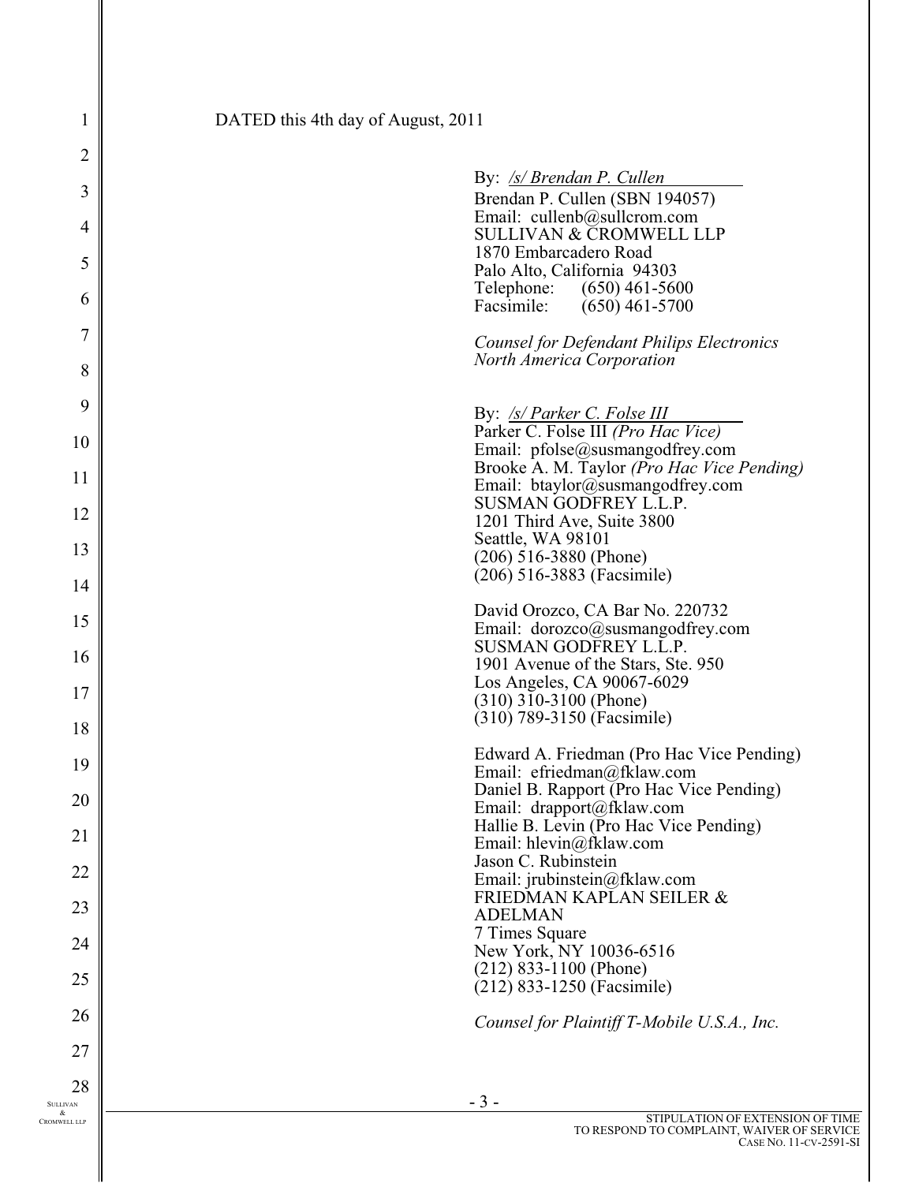DATED this 4th day of August, 2011

By: */s/ Brendan P. Cullen*
Brendan P. Cullen (SBN 194057)
Email: cullenb@sullcrom.com
SULLIVAN & CROMWELL LLP
1870 Embarcadero Road
Palo Alto, California 94303
Telephone: (650) 461-5600
Facsimile: (650) 461-5700

*Counsel for Defendant Philips Electronics North America Corporation*

By: */s/ Parker C. Folse III*
Parker C. Folse III *(Pro Hac Vice)*
Email: pfolse@susmangodfrey.com
Brooke A. M. Taylor *(Pro Hac Vice Pending)*
Email: btaylor@susmangodfrey.com
SUSMAN GODFREY L.L.P.
1201 Third Ave, Suite 3800
Seattle, WA 98101
(206) 516-3880 (Phone)
(206) 516-3883 (Facsimile)

David Orozco, CA Bar No. 220732
Email: dorozco@susmangodfrey.com
SUSMAN GODFREY L.L.P.
1901 Avenue of the Stars, Ste. 950
Los Angeles, CA 90067-6029
(310) 310-3100 (Phone)
(310) 789-3150 (Facsimile)

Edward A. Friedman (Pro Hac Vice Pending)
Email: efriedman@fklaw.com
Daniel B. Rapport (Pro Hac Vice Pending)
Email: drapport@fklaw.com
Hallie B. Levin (Pro Hac Vice Pending)
Email: hlevin@fklaw.com
Jason C. Rubinstein
Email: jrubinstein@fklaw.com
FRIEDMAN KAPLAN SEILER & ADELMAN
7 Times Square
New York, NY 10036-6516
(212) 833-1100 (Phone)
(212) 833-1250 (Facsimile)

*Counsel for Plaintiff T-Mobile U.S.A., Inc.*

STIPULATION OF EXTENSION OF TIME TO RESPOND TO COMPLAINT, WAIVER OF SERVICE
CASE NO. 11-CV-2591-SI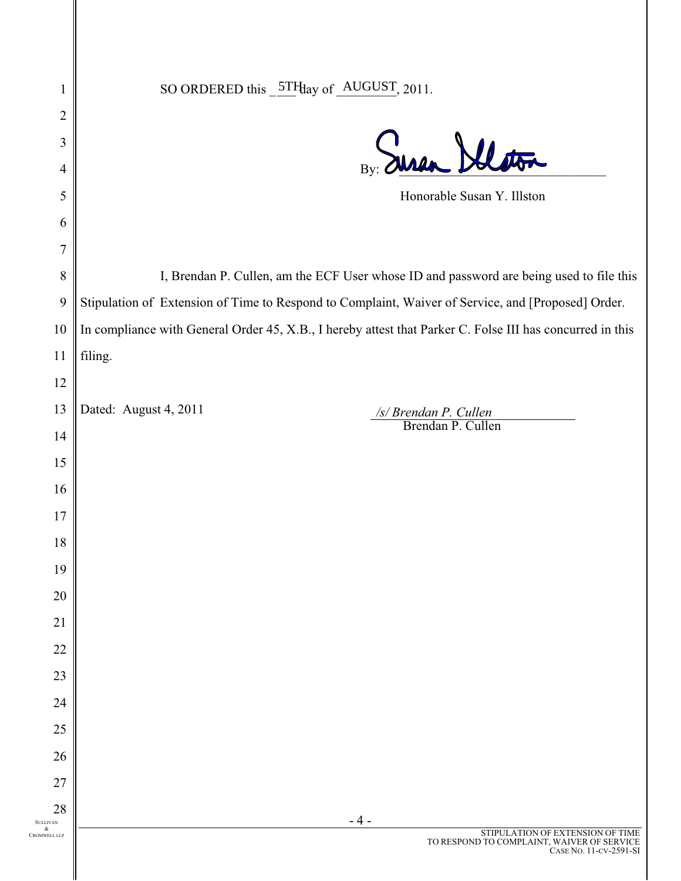SO ORDERED this 5TH day of AUGUST, 2011.

By: Susan Illston

Honorable Susan Y. Illston

I, Brendan P. Cullen, am the ECF User whose ID and password are being used to file this Stipulation of Extension of Time to Respond to Complaint, Waiver of Service, and [Proposed] Order. In compliance with General Order 45, X.B., I hereby attest that Parker C. Folse III has concurred in this filing.

Dated: August 4, 2011

*/s/ Brendan P. Cullen*
Brendan P. Cullen